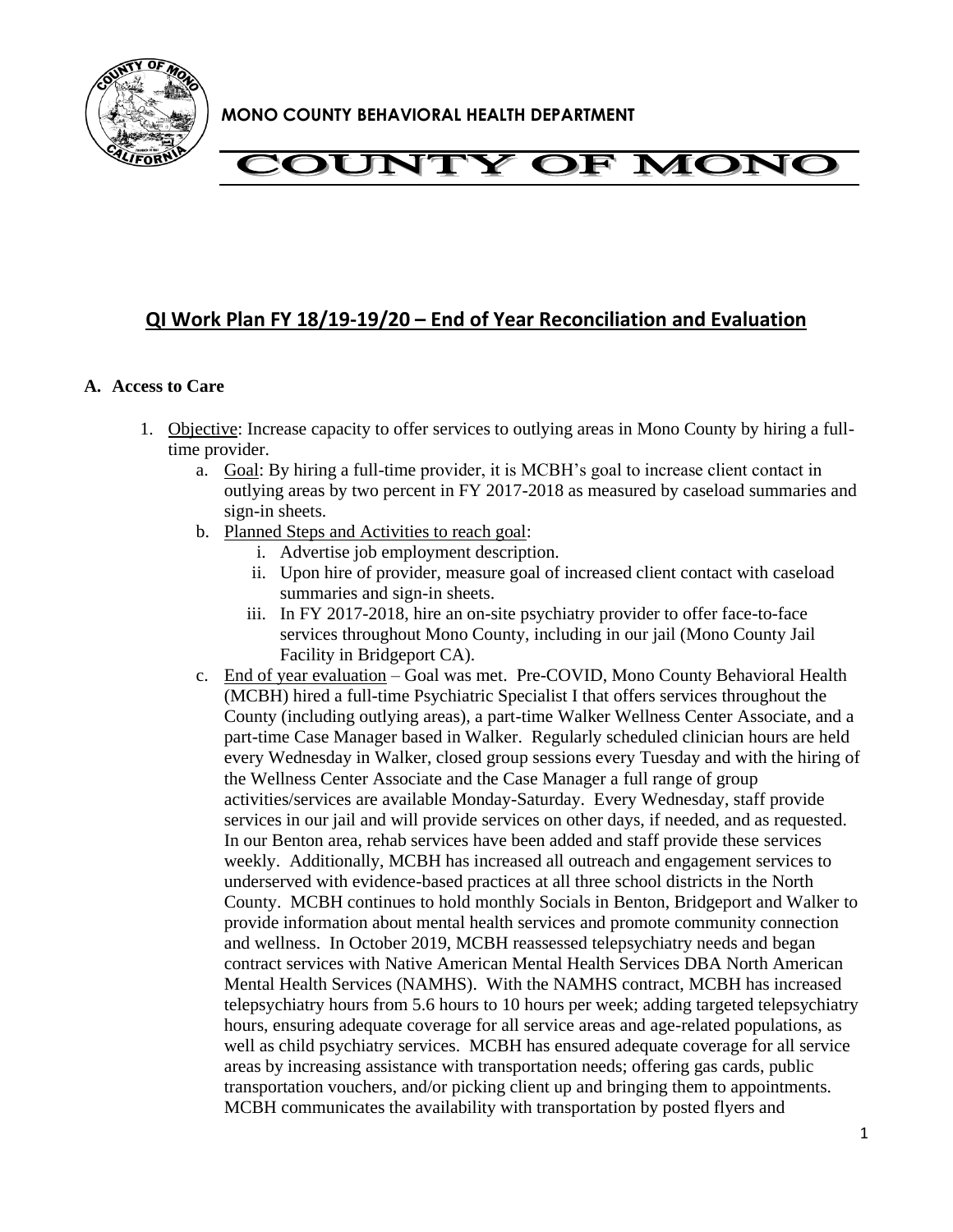**MONO COUNTY BEHAVIORAL HEALTH DEPARTMENT**

# COUNTY OF MONO

## QI Work Plan FY 18/19-19/20 – End of Year Reconciliation and Evaluation

### A. Access to Care

1. Objective: Increase capacity to offer services to outlying areas in Mono County by hiring a full-time provider.
   a. Goal: By hiring a full-time provider, it is MCBH's goal to increase client contact in outlying areas by two percent in FY 2017-2018 as measured by caseload summaries and sign-in sheets.
   b. Planned Steps and Activities to reach goal:
      i. Advertise job employment description.
      ii. Upon hire of provider, measure goal of increased client contact with caseload summaries and sign-in sheets.
      iii. In FY 2017-2018, hire an on-site psychiatry provider to offer face-to-face services throughout Mono County, including in our jail (Mono County Jail Facility in Bridgeport CA).
   c. End of year evaluation – Goal was met. Pre-COVID, Mono County Behavioral Health (MCBH) hired a full-time Psychiatric Specialist I that offers services throughout the County (including outlying areas), a part-time Walker Wellness Center Associate, and a part-time Case Manager based in Walker. Regularly scheduled clinician hours are held every Wednesday in Walker, closed group sessions every Tuesday and with the hiring of the Wellness Center Associate and the Case Manager a full range of group activities/services are available Monday-Saturday. Every Wednesday, staff provide services in our jail and will provide services on other days, if needed, and as requested. In our Benton area, rehab services have been added and staff provide these services weekly. Additionally, MCBH has increased all outreach and engagement services to underserved with evidence-based practices at all three school districts in the North County. MCBH continues to hold monthly Socials in Benton, Bridgeport and Walker to provide information about mental health services and promote community connection and wellness. In October 2019, MCBH reassessed telepsychiatry needs and began contract services with Native American Mental Health Services DBA North American Mental Health Services (NAMHS). With the NAMHS contract, MCBH has increased telepsychiatry hours from 5.6 hours to 10 hours per week; adding targeted telepsychiatry hours, ensuring adequate coverage for all service areas and age-related populations, as well as child psychiatry services. MCBH has ensured adequate coverage for all service areas by increasing assistance with transportation needs; offering gas cards, public transportation vouchers, and/or picking client up and bringing them to appointments. MCBH communicates the availability with transportation by posted flyers and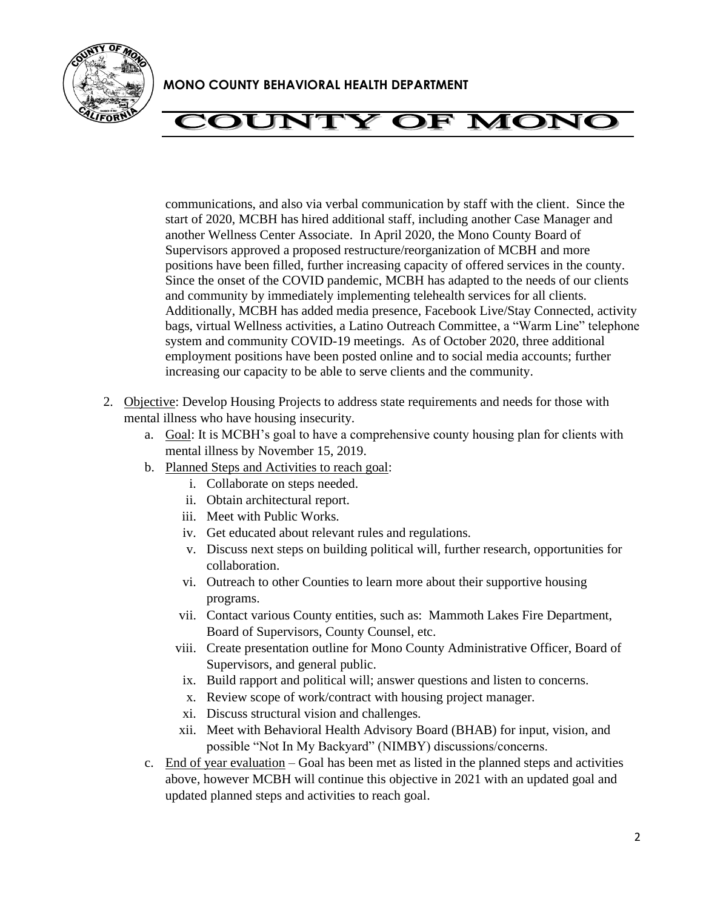communications, and also via verbal communication by staff with the client. Since the start of 2020, MCBH has hired additional staff, including another Case Manager and another Wellness Center Associate. In April 2020, the Mono County Board of Supervisors approved a proposed restructure/reorganization of MCBH and more positions have been filled, further increasing capacity of offered services in the county. Since the onset of the COVID pandemic, MCBH has adapted to the needs of our clients and community by immediately implementing telehealth services for all clients. Additionally, MCBH has added media presence, Facebook Live/Stay Connected, activity bags, virtual Wellness activities, a Latino Outreach Committee, a "Warm Line" telephone system and community COVID-19 meetings. As of October 2020, three additional employment positions have been posted online and to social media accounts; further increasing our capacity to be able to serve clients and the community.

2. Objective: Develop Housing Projects to address state requirements and needs for those with mental illness who have housing insecurity.
   a. Goal: It is MCBH's goal to have a comprehensive county housing plan for clients with mental illness by November 15, 2019.
   b. Planned Steps and Activities to reach goal:
      i. Collaborate on steps needed.
      ii. Obtain architectural report.
      iii. Meet with Public Works.
      iv. Get educated about relevant rules and regulations.
      v. Discuss next steps on building political will, further research, opportunities for collaboration.
      vi. Outreach to other Counties to learn more about their supportive housing programs.
      vii. Contact various County entities, such as: Mammoth Lakes Fire Department, Board of Supervisors, County Counsel, etc.
      viii. Create presentation outline for Mono County Administrative Officer, Board of Supervisors, and general public.
      ix. Build rapport and political will; answer questions and listen to concerns.
      x. Review scope of work/contract with housing project manager.
      xi. Discuss structural vision and challenges.
      xii. Meet with Behavioral Health Advisory Board (BHAB) for input, vision, and possible "Not In My Backyard" (NIMBY) discussions/concerns.
   c. End of year evaluation – Goal has been met as listed in the planned steps and activities above, however MCBH will continue this objective in 2021 with an updated goal and updated planned steps and activities to reach goal.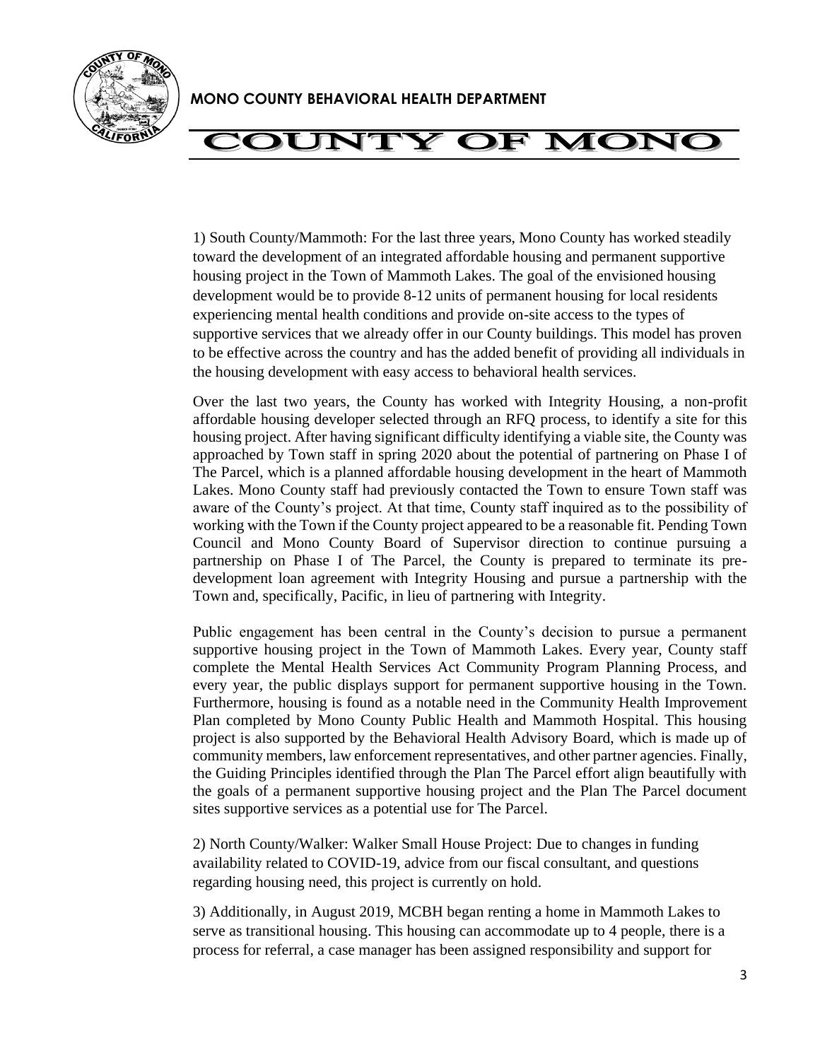1) South County/Mammoth: For the last three years, Mono County has worked steadily toward the development of an integrated affordable housing and permanent supportive housing project in the Town of Mammoth Lakes. The goal of the envisioned housing development would be to provide 8-12 units of permanent housing for local residents experiencing mental health conditions and provide on-site access to the types of supportive services that we already offer in our County buildings. This model has proven to be effective across the country and has the added benefit of providing all individuals in the housing development with easy access to behavioral health services.

Over the last two years, the County has worked with Integrity Housing, a non-profit affordable housing developer selected through an RFQ process, to identify a site for this housing project. After having significant difficulty identifying a viable site, the County was approached by Town staff in spring 2020 about the potential of partnering on Phase I of The Parcel, which is a planned affordable housing development in the heart of Mammoth Lakes. Mono County staff had previously contacted the Town to ensure Town staff was aware of the County's project. At that time, County staff inquired as to the possibility of working with the Town if the County project appeared to be a reasonable fit. Pending Town Council and Mono County Board of Supervisor direction to continue pursuing a partnership on Phase I of The Parcel, the County is prepared to terminate its pre-development loan agreement with Integrity Housing and pursue a partnership with the Town and, specifically, Pacific, in lieu of partnering with Integrity.

Public engagement has been central in the County's decision to pursue a permanent supportive housing project in the Town of Mammoth Lakes. Every year, County staff complete the Mental Health Services Act Community Program Planning Process, and every year, the public displays support for permanent supportive housing in the Town. Furthermore, housing is found as a notable need in the Community Health Improvement Plan completed by Mono County Public Health and Mammoth Hospital. This housing project is also supported by the Behavioral Health Advisory Board, which is made up of community members, law enforcement representatives, and other partner agencies. Finally, the Guiding Principles identified through the Plan The Parcel effort align beautifully with the goals of a permanent supportive housing project and the Plan The Parcel document sites supportive services as a potential use for The Parcel.

2) North County/Walker: Walker Small House Project: Due to changes in funding availability related to COVID-19, advice from our fiscal consultant, and questions regarding housing need, this project is currently on hold.

3) Additionally, in August 2019, MCBH began renting a home in Mammoth Lakes to serve as transitional housing. This housing can accommodate up to 4 people, there is a process for referral, a case manager has been assigned responsibility and support for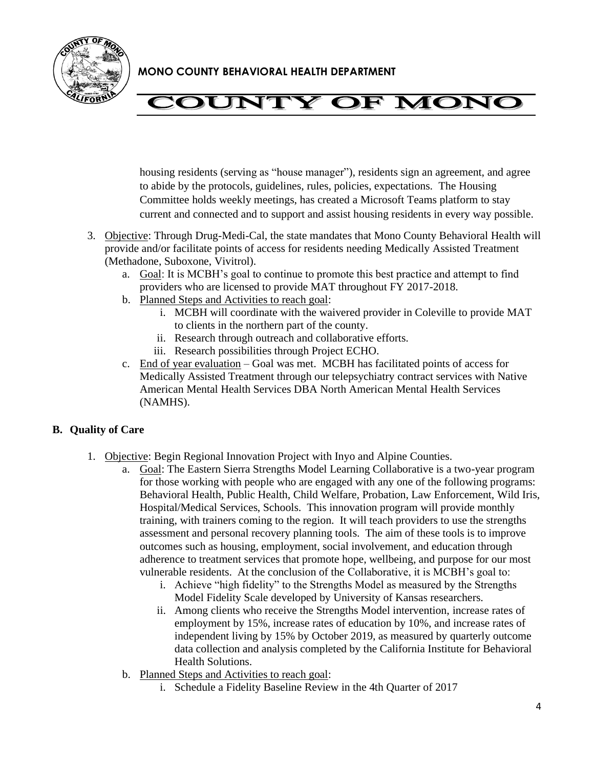housing residents (serving as "house manager"), residents sign an agreement, and agree to abide by the protocols, guidelines, rules, policies, expectations. The Housing Committee holds weekly meetings, has created a Microsoft Teams platform to stay current and connected and to support and assist housing residents in every way possible.

3. Objective: Through Drug-Medi-Cal, the state mandates that Mono County Behavioral Health will provide and/or facilitate points of access for residents needing Medically Assisted Treatment (Methadone, Suboxone, Vivitrol).
   a. Goal: It is MCBH's goal to continue to promote this best practice and attempt to find providers who are licensed to provide MAT throughout FY 2017-2018.
   b. Planned Steps and Activities to reach goal:
      i. MCBH will coordinate with the waivered provider in Coleville to provide MAT to clients in the northern part of the county.
      ii. Research through outreach and collaborative efforts.
      iii. Research possibilities through Project ECHO.
   c. End of year evaluation – Goal was met. MCBH has facilitated points of access for Medically Assisted Treatment through our telepsychiatry contract services with Native American Mental Health Services DBA North American Mental Health Services (NAMHS).

## B. Quality of Care

1. Objective: Begin Regional Innovation Project with Inyo and Alpine Counties.
   a. Goal: The Eastern Sierra Strengths Model Learning Collaborative is a two-year program for those working with people who are engaged with any one of the following programs: Behavioral Health, Public Health, Child Welfare, Probation, Law Enforcement, Wild Iris, Hospital/Medical Services, Schools. This innovation program will provide monthly training, with trainers coming to the region. It will teach providers to use the strengths assessment and personal recovery planning tools. The aim of these tools is to improve outcomes such as housing, employment, social involvement, and education through adherence to treatment services that promote hope, wellbeing, and purpose for our most vulnerable residents. At the conclusion of the Collaborative, it is MCBH's goal to:
      i. Achieve "high fidelity" to the Strengths Model as measured by the Strengths Model Fidelity Scale developed by University of Kansas researchers.
      ii. Among clients who receive the Strengths Model intervention, increase rates of employment by 15%, increase rates of education by 10%, and increase rates of independent living by 15% by October 2019, as measured by quarterly outcome data collection and analysis completed by the California Institute for Behavioral Health Solutions.
   b. Planned Steps and Activities to reach goal:
      i. Schedule a Fidelity Baseline Review in the 4th Quarter of 2017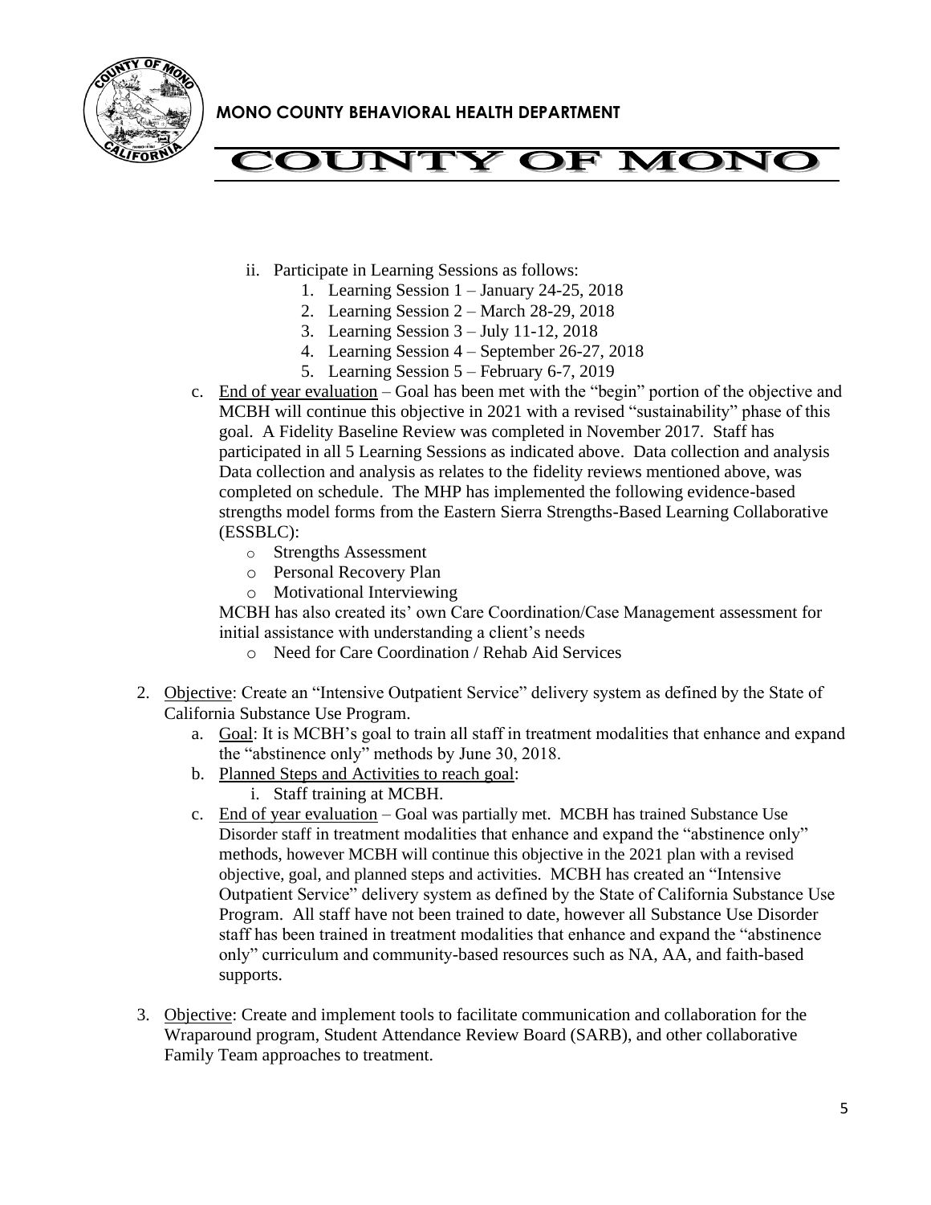ii. Participate in Learning Sessions as follows:
   1. Learning Session 1 – January 24-25, 2018
   2. Learning Session 2 – March 28-29, 2018
   3. Learning Session 3 – July 11-12, 2018
   4. Learning Session 4 – September 26-27, 2018
   5. Learning Session 5 – February 6-7, 2019

c. End of year evaluation – Goal has been met with the "begin" portion of the objective and MCBH will continue this objective in 2021 with a revised "sustainability" phase of this goal. A Fidelity Baseline Review was completed in November 2017. Staff has participated in all 5 Learning Sessions as indicated above. Data collection and analysis Data collection and analysis as relates to the fidelity reviews mentioned above, was completed on schedule. The MHP has implemented the following evidence-based strengths model forms from the Eastern Sierra Strengths-Based Learning Collaborative (ESSBLC):
   - Strengths Assessment
   - Personal Recovery Plan
   - Motivational Interviewing

   MCBH has also created its' own Care Coordination/Case Management assessment for initial assistance with understanding a client's needs
   - Need for Care Coordination / Rehab Aid Services

2. Objective: Create an "Intensive Outpatient Service" delivery system as defined by the State of California Substance Use Program.
   a. Goal: It is MCBH's goal to train all staff in treatment modalities that enhance and expand the "abstinence only" methods by June 30, 2018.
   b. Planned Steps and Activities to reach goal:
      i. Staff training at MCBH.
   c. End of year evaluation – Goal was partially met. MCBH has trained Substance Use Disorder staff in treatment modalities that enhance and expand the "abstinence only" methods, however MCBH will continue this objective in the 2021 plan with a revised objective, goal, and planned steps and activities. MCBH has created an "Intensive Outpatient Service" delivery system as defined by the State of California Substance Use Program. All staff have not been trained to date, however all Substance Use Disorder staff has been trained in treatment modalities that enhance and expand the "abstinence only" curriculum and community-based resources such as NA, AA, and faith-based supports.

3. Objective: Create and implement tools to facilitate communication and collaboration for the Wraparound program, Student Attendance Review Board (SARB), and other collaborative Family Team approaches to treatment.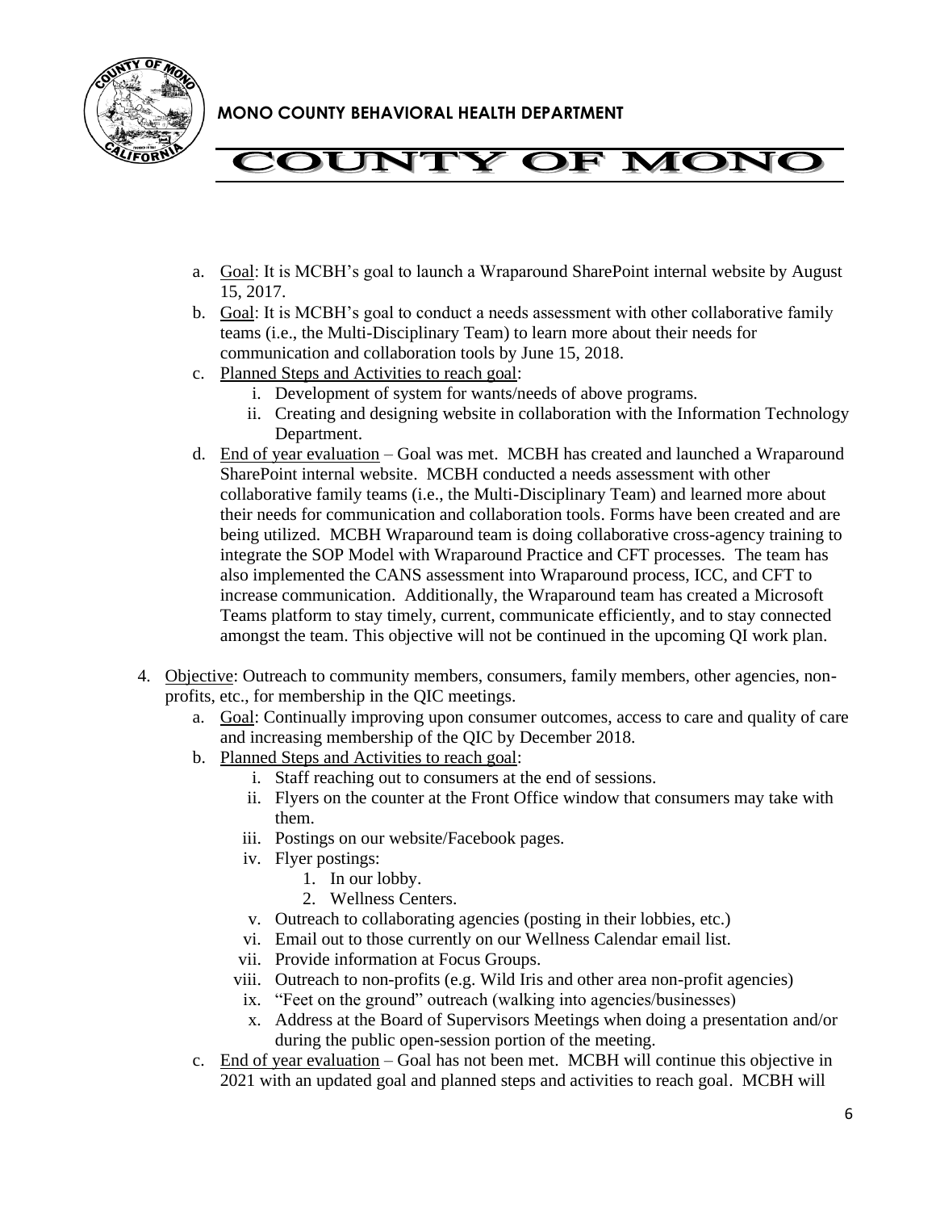a. Goal: It is MCBH's goal to launch a Wraparound SharePoint internal website by August 15, 2017.

b. Goal: It is MCBH's goal to conduct a needs assessment with other collaborative family teams (i.e., the Multi-Disciplinary Team) to learn more about their needs for communication and collaboration tools by June 15, 2018.

c. Planned Steps and Activities to reach goal:
   i. Development of system for wants/needs of above programs.
   ii. Creating and designing website in collaboration with the Information Technology Department.

d. End of year evaluation – Goal was met. MCBH has created and launched a Wraparound SharePoint internal website. MCBH conducted a needs assessment with other collaborative family teams (i.e., the Multi-Disciplinary Team) and learned more about their needs for communication and collaboration tools. Forms have been created and are being utilized. MCBH Wraparound team is doing collaborative cross-agency training to integrate the SOP Model with Wraparound Practice and CFT processes. The team has also implemented the CANS assessment into Wraparound process, ICC, and CFT to increase communication. Additionally, the Wraparound team has created a Microsoft Teams platform to stay timely, current, communicate efficiently, and to stay connected amongst the team. This objective will not be continued in the upcoming QI work plan.

4. Objective: Outreach to community members, consumers, family members, other agencies, non-profits, etc., for membership in the QIC meetings.
   a. Goal: Continually improving upon consumer outcomes, access to care and quality of care and increasing membership of the QIC by December 2018.
   b. Planned Steps and Activities to reach goal:
      i. Staff reaching out to consumers at the end of sessions.
      ii. Flyers on the counter at the Front Office window that consumers may take with them.
      iii. Postings on our website/Facebook pages.
      iv. Flyer postings:
         1. In our lobby.
         2. Wellness Centers.
      v. Outreach to collaborating agencies (posting in their lobbies, etc.)
      vi. Email out to those currently on our Wellness Calendar email list.
      vii. Provide information at Focus Groups.
      viii. Outreach to non-profits (e.g. Wild Iris and other area non-profit agencies)
      ix. "Feet on the ground" outreach (walking into agencies/businesses)
      x. Address at the Board of Supervisors Meetings when doing a presentation and/or during the public open-session portion of the meeting.
   c. End of year evaluation – Goal has not been met. MCBH will continue this objective in 2021 with an updated goal and planned steps and activities to reach goal. MCBH will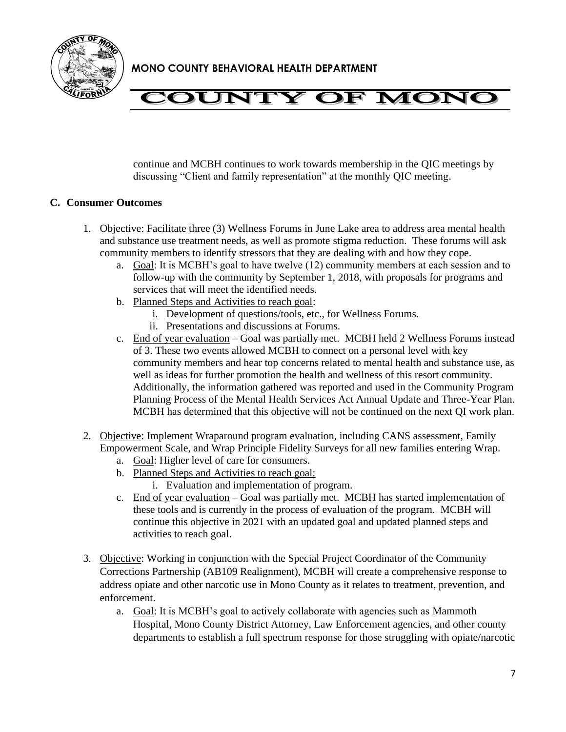continue and MCBH continues to work towards membership in the QIC meetings by discussing "Client and family representation" at the monthly QIC meeting.

**C. Consumer Outcomes**

1. Objective: Facilitate three (3) Wellness Forums in June Lake area to address area mental health and substance use treatment needs, as well as promote stigma reduction. These forums will ask community members to identify stressors that they are dealing with and how they cope.
    a. Goal: It is MCBH's goal to have twelve (12) community members at each session and to follow-up with the community by September 1, 2018, with proposals for programs and services that will meet the identified needs.
    b. Planned Steps and Activities to reach goal:
        i. Development of questions/tools, etc., for Wellness Forums.
        ii. Presentations and discussions at Forums.
    c. End of year evaluation – Goal was partially met. MCBH held 2 Wellness Forums instead of 3. These two events allowed MCBH to connect on a personal level with key community members and hear top concerns related to mental health and substance use, as well as ideas for further promotion the health and wellness of this resort community. Additionally, the information gathered was reported and used in the Community Program Planning Process of the Mental Health Services Act Annual Update and Three-Year Plan. MCBH has determined that this objective will not be continued on the next QI work plan.

2. Objective: Implement Wraparound program evaluation, including CANS assessment, Family Empowerment Scale, and Wrap Principle Fidelity Surveys for all new families entering Wrap.
    a. Goal: Higher level of care for consumers.
    b. Planned Steps and Activities to reach goal:
        i. Evaluation and implementation of program.
    c. End of year evaluation – Goal was partially met. MCBH has started implementation of these tools and is currently in the process of evaluation of the program. MCBH will continue this objective in 2021 with an updated goal and updated planned steps and activities to reach goal.

3. Objective: Working in conjunction with the Special Project Coordinator of the Community Corrections Partnership (AB109 Realignment), MCBH will create a comprehensive response to address opiate and other narcotic use in Mono County as it relates to treatment, prevention, and enforcement.
    a. Goal: It is MCBH's goal to actively collaborate with agencies such as Mammoth Hospital, Mono County District Attorney, Law Enforcement agencies, and other county departments to establish a full spectrum response for those struggling with opiate/narcotic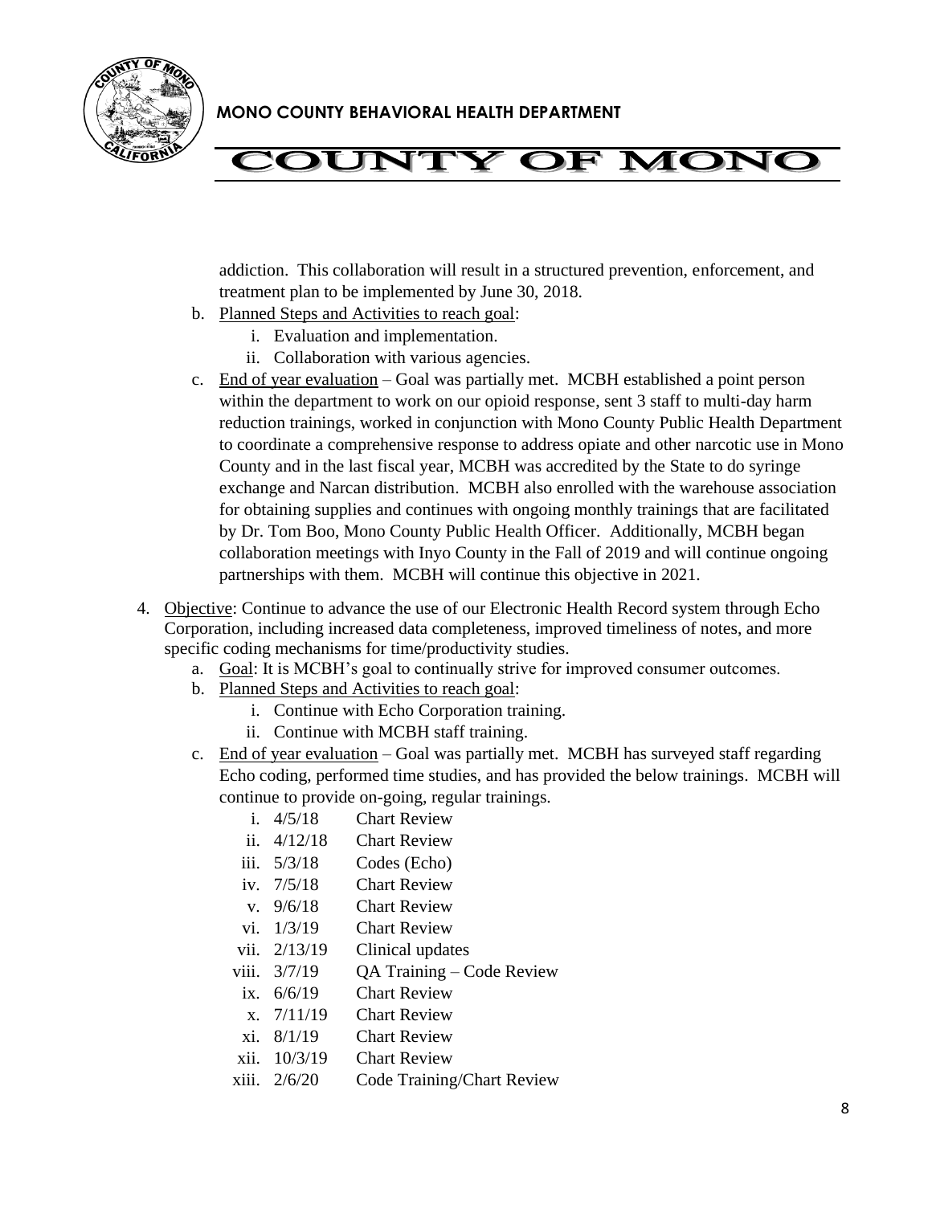addiction. This collaboration will result in a structured prevention, enforcement, and treatment plan to be implemented by June 30, 2018.

b. Planned Steps and Activities to reach goal:
   i. Evaluation and implementation.
   ii. Collaboration with various agencies.
c. End of year evaluation – Goal was partially met. MCBH established a point person within the department to work on our opioid response, sent 3 staff to multi-day harm reduction trainings, worked in conjunction with Mono County Public Health Department to coordinate a comprehensive response to address opiate and other narcotic use in Mono County and in the last fiscal year, MCBH was accredited by the State to do syringe exchange and Narcan distribution. MCBH also enrolled with the warehouse association for obtaining supplies and continues with ongoing monthly trainings that are facilitated by Dr. Tom Boo, Mono County Public Health Officer. Additionally, MCBH began collaboration meetings with Inyo County in the Fall of 2019 and will continue ongoing partnerships with them. MCBH will continue this objective in 2021.

4. Objective: Continue to advance the use of our Electronic Health Record system through Echo Corporation, including increased data completeness, improved timeliness of notes, and more specific coding mechanisms for time/productivity studies.
   a. Goal: It is MCBH's goal to continually strive for improved consumer outcomes.
   b. Planned Steps and Activities to reach goal:
      i. Continue with Echo Corporation training.
      ii. Continue with MCBH staff training.
   c. End of year evaluation – Goal was partially met. MCBH has surveyed staff regarding Echo coding, performed time studies, and has provided the below trainings. MCBH will continue to provide on-going, regular trainings.
      i. 4/5/18 Chart Review
      ii. 4/12/18 Chart Review
      iii. 5/3/18 Codes (Echo)
      iv. 7/5/18 Chart Review
      v. 9/6/18 Chart Review
      vi. 1/3/19 Chart Review
      vii. 2/13/19 Clinical updates
      viii. 3/7/19 QA Training – Code Review
      ix. 6/6/19 Chart Review
      x. 7/11/19 Chart Review
      xi. 8/1/19 Chart Review
      xii. 10/3/19 Chart Review
      xiii. 2/6/20 Code Training/Chart Review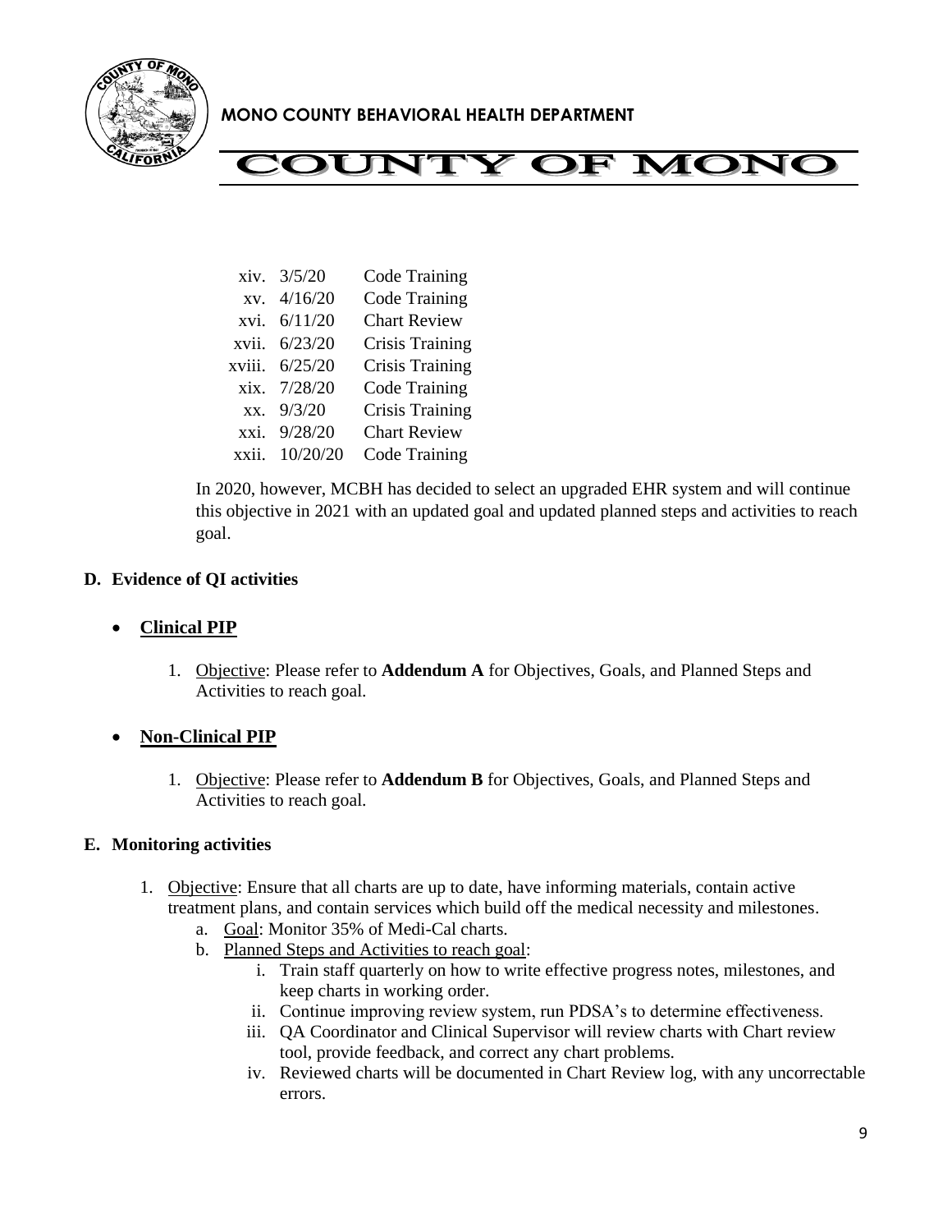xiv. 3/5/20 Code Training
xv. 4/16/20 Code Training
xvi. 6/11/20 Chart Review
xvii. 6/23/20 Crisis Training
xviii. 6/25/20 Crisis Training
xix. 7/28/20 Code Training
xx. 9/3/20 Crisis Training
xxi. 9/28/20 Chart Review
xxii. 10/20/20 Code Training

In 2020, however, MCBH has decided to select an upgraded EHR system and will continue this objective in 2021 with an updated goal and updated planned steps and activities to reach goal.

**D. Evidence of QI activities**

- **Clinical PIP**

  1. Objective: Please refer to **Addendum A** for Objectives, Goals, and Planned Steps and Activities to reach goal.

- **Non-Clinical PIP**

  1. Objective: Please refer to **Addendum B** for Objectives, Goals, and Planned Steps and Activities to reach goal.

**E. Monitoring activities**

1. Objective: Ensure that all charts are up to date, have informing materials, contain active treatment plans, and contain services which build off the medical necessity and milestones.
   a. Goal: Monitor 35% of Medi-Cal charts.
   b. Planned Steps and Activities to reach goal:
      i. Train staff quarterly on how to write effective progress notes, milestones, and keep charts in working order.
      ii. Continue improving review system, run PDSA's to determine effectiveness.
      iii. QA Coordinator and Clinical Supervisor will review charts with Chart review tool, provide feedback, and correct any chart problems.
      iv. Reviewed charts will be documented in Chart Review log, with any uncorrectable errors.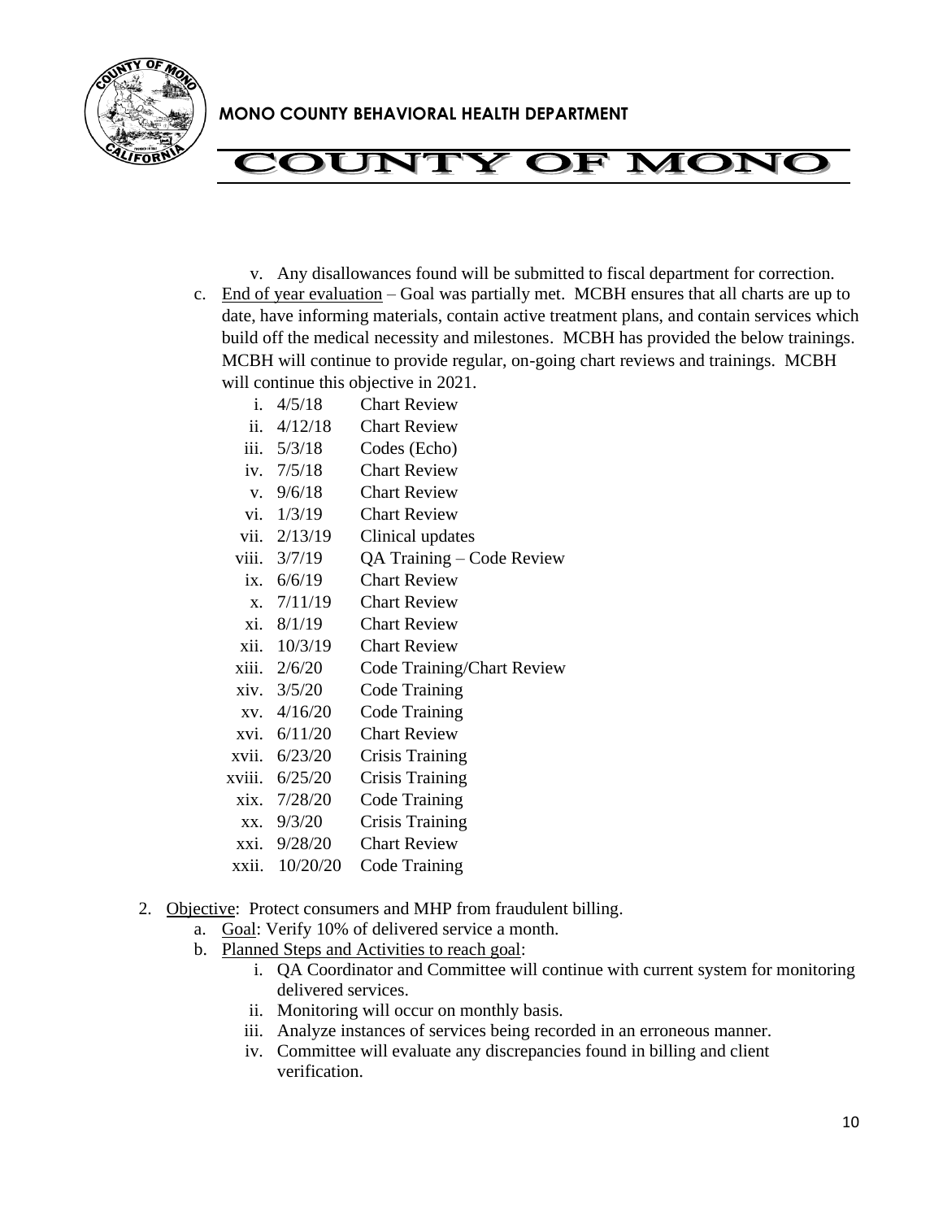v. Any disallowances found will be submitted to fiscal department for correction.

c. End of year evaluation – Goal was partially met. MCBH ensures that all charts are up to date, have informing materials, contain active treatment plans, and contain services which build off the medical necessity and milestones. MCBH has provided the below trainings. MCBH will continue to provide regular, on-going chart reviews and trainings. MCBH will continue this objective in 2021.

   i. 4/5/18 Chart Review
   ii. 4/12/18 Chart Review
   iii. 5/3/18 Codes (Echo)
   iv. 7/5/18 Chart Review
   v. 9/6/18 Chart Review
   vi. 1/3/19 Chart Review
   vii. 2/13/19 Clinical updates
   viii. 3/7/19 QA Training – Code Review
   ix. 6/6/19 Chart Review
   x. 7/11/19 Chart Review
   xi. 8/1/19 Chart Review
   xii. 10/3/19 Chart Review
   xiii. 2/6/20 Code Training/Chart Review
   xiv. 3/5/20 Code Training
   xv. 4/16/20 Code Training
   xvi. 6/11/20 Chart Review
   xvii. 6/23/20 Crisis Training
   xviii. 6/25/20 Crisis Training
   xix. 7/28/20 Code Training
   xx. 9/3/20 Crisis Training
   xxi. 9/28/20 Chart Review
   xxii. 10/20/20 Code Training

2. Objective: Protect consumers and MHP from fraudulent billing.
   a. Goal: Verify 10% of delivered service a month.
   b. Planned Steps and Activities to reach goal:
      i. QA Coordinator and Committee will continue with current system for monitoring delivered services.
      ii. Monitoring will occur on monthly basis.
      iii. Analyze instances of services being recorded in an erroneous manner.
      iv. Committee will evaluate any discrepancies found in billing and client verification.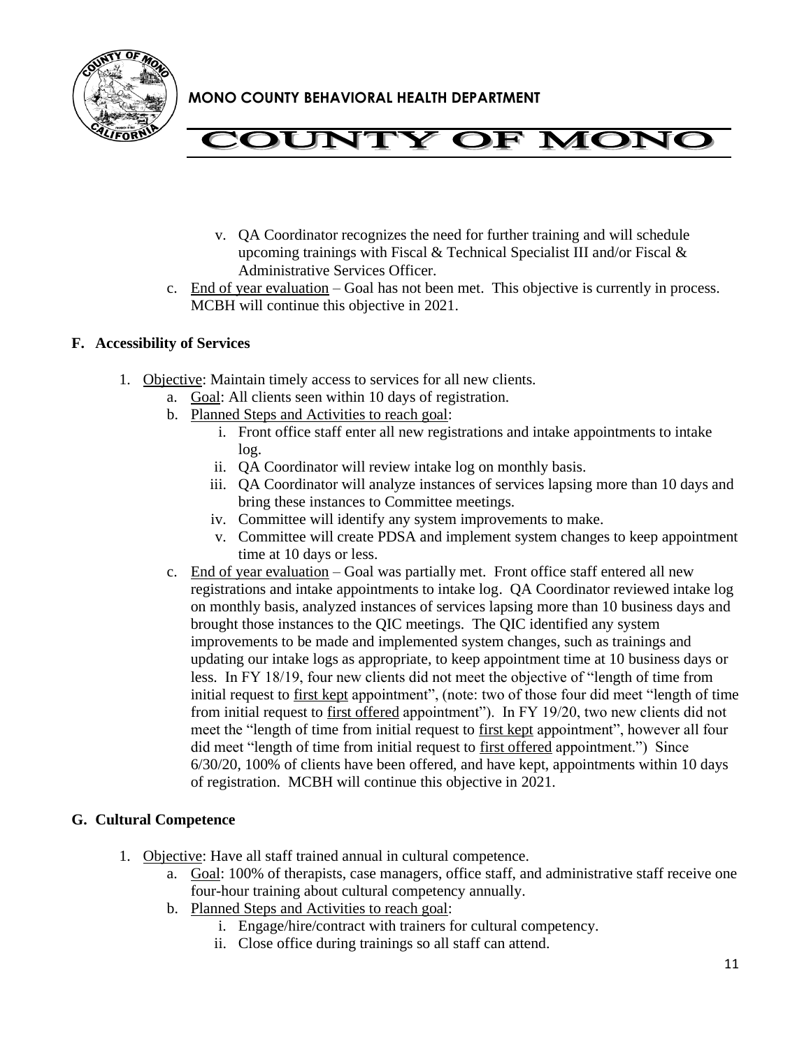v. QA Coordinator recognizes the need for further training and will schedule upcoming trainings with Fiscal & Technical Specialist III and/or Fiscal & Administrative Services Officer.

c. End of year evaluation – Goal has not been met. This objective is currently in process. MCBH will continue this objective in 2021.

**F. Accessibility of Services**

1. Objective: Maintain timely access to services for all new clients.
   a. Goal: All clients seen within 10 days of registration.
   b. Planned Steps and Activities to reach goal:
      i. Front office staff enter all new registrations and intake appointments to intake log.
      ii. QA Coordinator will review intake log on monthly basis.
      iii. QA Coordinator will analyze instances of services lapsing more than 10 days and bring these instances to Committee meetings.
      iv. Committee will identify any system improvements to make.
      v. Committee will create PDSA and implement system changes to keep appointment time at 10 days or less.
   c. End of year evaluation – Goal was partially met. Front office staff entered all new registrations and intake appointments to intake log. QA Coordinator reviewed intake log on monthly basis, analyzed instances of services lapsing more than 10 business days and brought those instances to the QIC meetings. The QIC identified any system improvements to be made and implemented system changes, such as trainings and updating our intake logs as appropriate, to keep appointment time at 10 business days or less. In FY 18/19, four new clients did not meet the objective of "length of time from initial request to first kept appointment", (note: two of those four did meet "length of time from initial request to first offered appointment"). In FY 19/20, two new clients did not meet the "length of time from initial request to first kept appointment", however all four did meet "length of time from initial request to first offered appointment.") Since 6/30/20, 100% of clients have been offered, and have kept, appointments within 10 days of registration. MCBH will continue this objective in 2021.

**G. Cultural Competence**

1. Objective: Have all staff trained annual in cultural competence.
   a. Goal: 100% of therapists, case managers, office staff, and administrative staff receive one four-hour training about cultural competency annually.
   b. Planned Steps and Activities to reach goal:
      i. Engage/hire/contract with trainers for cultural competency.
      ii. Close office during trainings so all staff can attend.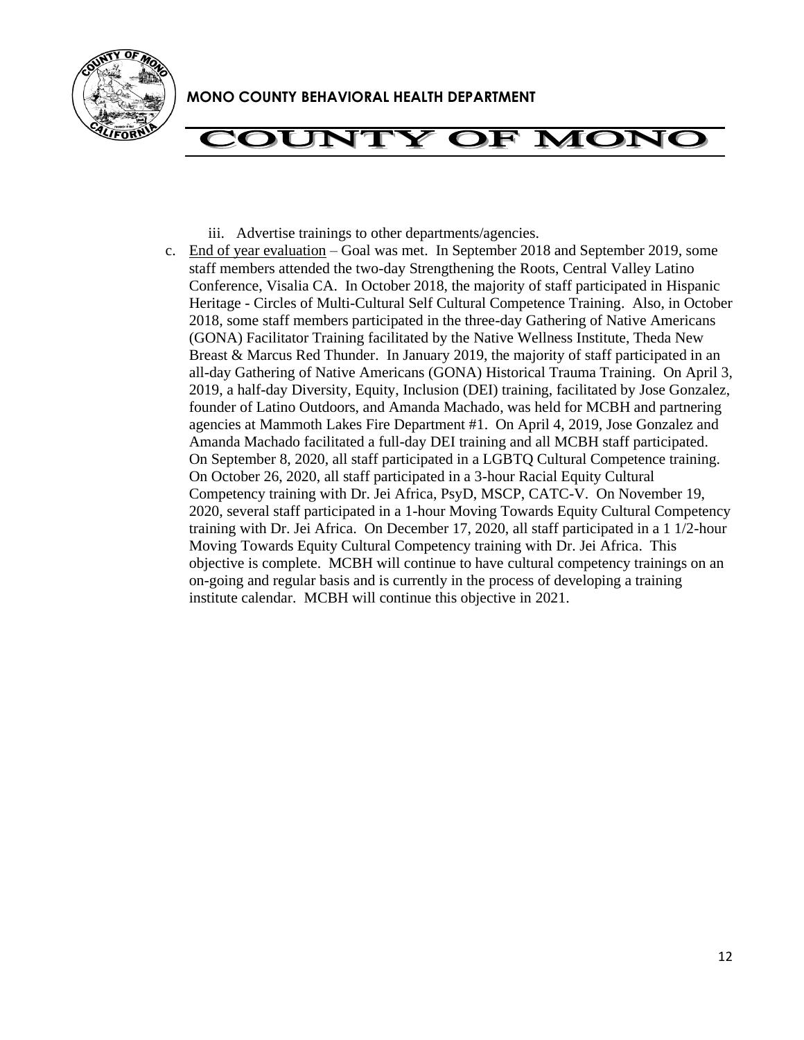iii. Advertise trainings to other departments/agencies.

c. End of year evaluation – Goal was met. In September 2018 and September 2019, some staff members attended the two-day Strengthening the Roots, Central Valley Latino Conference, Visalia CA. In October 2018, the majority of staff participated in Hispanic Heritage - Circles of Multi-Cultural Self Cultural Competence Training. Also, in October 2018, some staff members participated in the three-day Gathering of Native Americans (GONA) Facilitator Training facilitated by the Native Wellness Institute, Theda New Breast & Marcus Red Thunder. In January 2019, the majority of staff participated in an all-day Gathering of Native Americans (GONA) Historical Trauma Training. On April 3, 2019, a half-day Diversity, Equity, Inclusion (DEI) training, facilitated by Jose Gonzalez, founder of Latino Outdoors, and Amanda Machado, was held for MCBH and partnering agencies at Mammoth Lakes Fire Department #1. On April 4, 2019, Jose Gonzalez and Amanda Machado facilitated a full-day DEI training and all MCBH staff participated. On September 8, 2020, all staff participated in a LGBTQ Cultural Competence training. On October 26, 2020, all staff participated in a 3-hour Racial Equity Cultural Competency training with Dr. Jei Africa, PsyD, MSCP, CATC-V. On November 19, 2020, several staff participated in a 1-hour Moving Towards Equity Cultural Competency training with Dr. Jei Africa. On December 17, 2020, all staff participated in a 1 1/2-hour Moving Towards Equity Cultural Competency training with Dr. Jei Africa. This objective is complete. MCBH will continue to have cultural competency trainings on an on-going and regular basis and is currently in the process of developing a training institute calendar. MCBH will continue this objective in 2021.